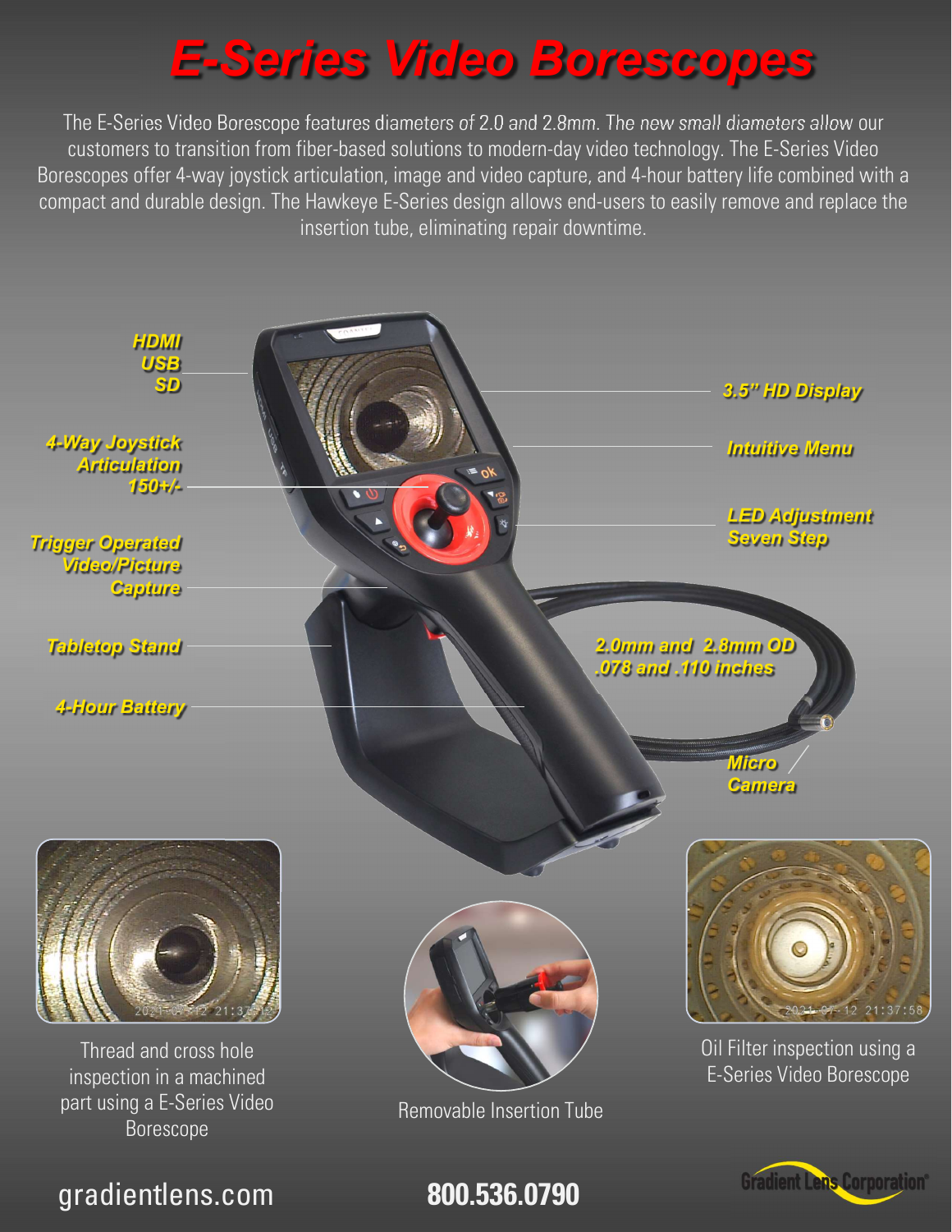# E-Series Video Borescopes

The E-Series Video Borescope features diameters of 2.0 and 2.8mm. The new small diameters allow our customers to transition from fiber-based solutions to modern-day video technology. The E-Series Video Borescopes offer 4-way joystick articulation, image and video capture, and 4-hour battery life combined with a compact and durable design. The Hawkeye E-Series design allows end-users to easily remove and replace the insertion tube, eliminating repair downtime.

**HDMI**
**USB**
**SD**

**4-Way Joystick Articulation 150+/-**

**Trigger Operated Video/Picture Capture**

**Tabletop Stand**

**4-Hour Battery**

**3.5" HD Display**

**Intuitive Menu**

**LED Adjustment Seven Step**

**2.0mm and 2.8mm OD .078 and .110 inches**

**Micro Camera**

Thread and cross hole inspection in a machined part using a E-Series Video Borescope

Removable Insertion Tube

Oil Filter inspection using a E-Series Video Borescope

gradientlens.com

**800.536.0790**

Gradient Lens Corporation®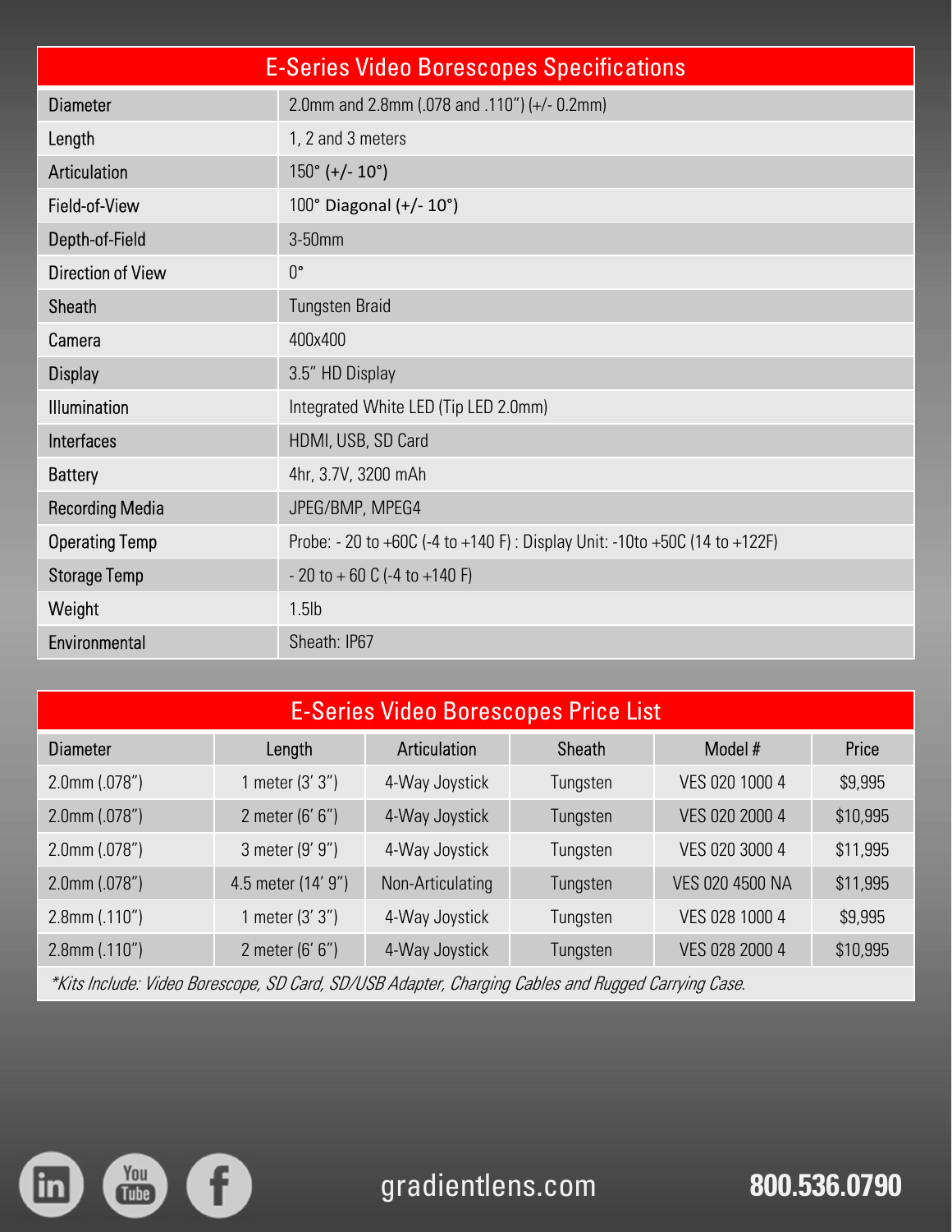| E-Series Video Borescopes Specifications | |
|---|---|
| Diameter | 2.0mm and 2.8mm (.078 and .110") (+/- 0.2mm) |
| Length | 1, 2 and 3 meters |
| Articulation | 150° (+/- 10°) |
| Field-of-View | 100° Diagonal (+/- 10°) |
| Depth-of-Field | 3-50mm |
| Direction of View | 0° |
| Sheath | Tungsten Braid |
| Camera | 400x400 |
| Display | 3.5" HD Display |
| Illumination | Integrated White LED (Tip LED 2.0mm) |
| Interfaces | HDMI, USB, SD Card |
| Battery | 4hr, 3.7V, 3200 mAh |
| Recording Media | JPEG/BMP, MPEG4 |
| Operating Temp | Probe: - 20 to +60C (-4 to +140 F) : Display Unit: -10to +50C (14 to +122F) |
| Storage Temp | - 20 to + 60 C (-4 to +140 F) |
| Weight | 1.5lb |
| Environmental | Sheath: IP67 |

## E-Series Video Borescopes Price List

| Diameter | Length | Articulation | Sheath | Model # | Price |
|---|---|---|---|---|---|
| 2.0mm (.078") | 1 meter (3' 3") | 4-Way Joystick | Tungsten | VES 020 1000 4 | $9,995 |
| 2.0mm (.078") | 2 meter (6' 6") | 4-Way Joystick | Tungsten | VES 020 2000 4 | $10,995 |
| 2.0mm (.078") | 3 meter (9' 9") | 4-Way Joystick | Tungsten | VES 020 3000 4 | $11,995 |
| 2.0mm (.078") | 4.5 meter (14' 9") | Non-Articulating | Tungsten | VES 020 4500 NA | $11,995 |
| 2.8mm (.110") | 1 meter (3' 3") | 4-Way Joystick | Tungsten | VES 028 1000 4 | $9,995 |
| 2.8mm (.110") | 2 meter (6' 6") | 4-Way Joystick | Tungsten | VES 028 2000 4 | $10,995 |

*\*Kits Include: Video Borescope, SD Card, SD/USB Adapter, Charging Cables and Rugged Carrying Case.*

gradientlens.com

**800.536.0790**